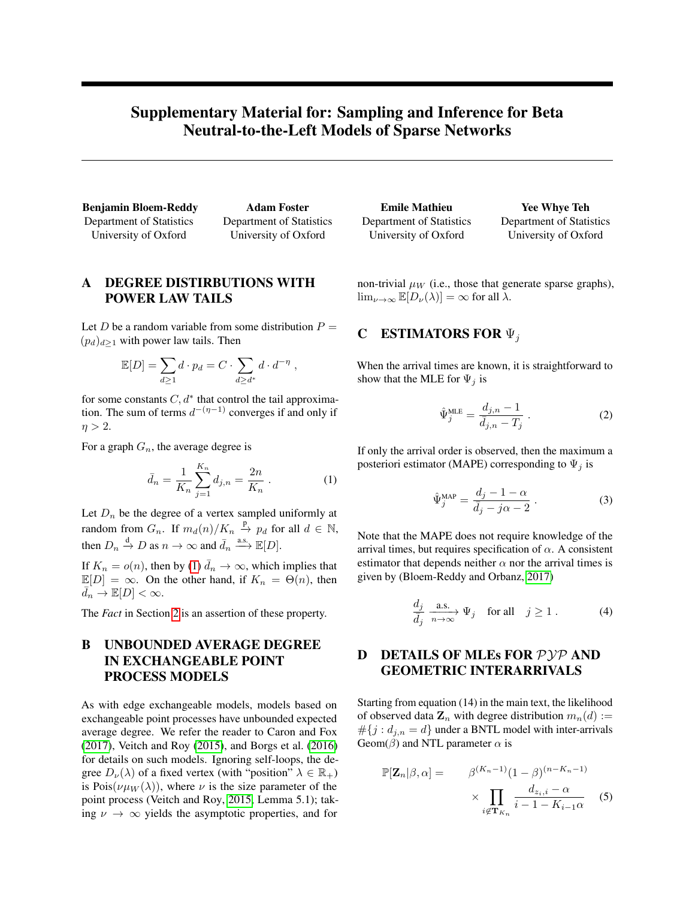# Supplementary Material for: Sampling and Inference for Beta Neutral-to-the-Left Models of Sparse Networks

**Benjamin Bloem-Reddy**
Department of Statistics
University of Oxford

**Adam Foster**
Department of Statistics
University of Oxford

**Emile Mathieu**
Department of Statistics
University of Oxford

**Yee Whye Teh**
Department of Statistics
University of Oxford

## A DEGREE DISTRIBUTIONS WITH POWER LAW TAILS

Let $D$ be a random variable from some distribution $P = (p_d)_{d \geq 1}$ with power law tails. Then

$$\mathbb{E}[D] = \sum_{d \geq 1} d \cdot p_d = C \cdot \sum_{d \geq d^*} d \cdot d^{-\eta} \;,$$

for some constants $C, d^*$ that control the tail approximation. The sum of terms $d^{-(\eta-1)}$ converges if and only if $\eta > 2$.

For a graph $G_n$, the average degree is

$$\bar{d}_n = \frac{1}{K_n} \sum_{j=1}^{K_n} d_{j,n} = \frac{2n}{K_n} \;. \tag{1}$$

Let $D_n$ be the degree of a vertex sampled uniformly at random from $G_n$. If $m_d(n)/K_n \xrightarrow{\text{p}} p_d$ for all $d \in \mathbb{N}$, then $D_n \xrightarrow{\text{d}} D$ as $n \to \infty$ and $\bar{d}_n \xrightarrow{\text{a.s.}} \mathbb{E}[D]$.

If $K_n = o(n)$, then by (1) $\bar{d}_n \to \infty$, which implies that $\mathbb{E}[D] = \infty$. On the other hand, if $K_n = \Theta(n)$, then $\bar{d}_n \to \mathbb{E}[D] < \infty$.

The *Fact* in Section 2 is an assertion of these property.

## B UNBOUNDED AVERAGE DEGREE IN EXCHANGEABLE POINT PROCESS MODELS

As with edge exchangeable models, models based on exchangeable point processes have unbounded expected average degree. We refer the reader to Caron and Fox (2017), Veitch and Roy (2015), and Borgs et al. (2016) for details on such models. Ignoring self-loops, the degree $D_\nu(\lambda)$ of a fixed vertex (with "position" $\lambda \in \mathbb{R}_+$) is $\text{Pois}(\nu\mu_W(\lambda))$, where $\nu$ is the size parameter of the point process (Veitch and Roy, 2015, Lemma 5.1); taking $\nu \to \infty$ yields the asymptotic properties, and for non-trivial $\mu_W$ (i.e., those that generate sparse graphs), $\lim_{\nu\to\infty} \mathbb{E}[D_\nu(\lambda)] = \infty$ for all $\lambda$.

## C ESTIMATORS FOR $\Psi_j$

When the arrival times are known, it is straightforward to show that the MLE for $\Psi_j$ is

$$\hat{\Psi}_j^{\text{MLE}} = \frac{d_{j,n} - 1}{d_{j,n} - T_j} \;. \tag{2}$$

If only the arrival order is observed, then the maximum a posteriori estimator (MAPE) corresponding to $\Psi_j$ is

$$\hat{\Psi}_j^{\text{MAP}} = \frac{d_j - 1 - \alpha}{\bar{d}_j - j\alpha - 2} \;. \tag{3}$$

Note that the MAPE does not require knowledge of the arrival times, but requires specification of $\alpha$. A consistent estimator that depends neither $\alpha$ nor the arrival times is given by (Bloem-Reddy and Orbanz, 2017)

$$\frac{d_j}{\bar{d}_j} \xrightarrow[n\to\infty]{\text{a.s.}} \Psi_j \quad \text{for all} \quad j \geq 1 \;. \tag{4}$$

## D DETAILS OF MLEs FOR $\mathcal{PYP}$ AND GEOMETRIC INTERARRIVALS

Starting from equation (14) in the main text, the likelihood of observed data $\mathbf{Z}_n$ with degree distribution $m_n(d) := \#\{j : d_{j,n} = d\}$ under a BNTL model with inter-arrivals $\text{Geom}(\beta)$ and NTL parameter $\alpha$ is

$$\mathbb{P}[\mathbf{Z}_n | \beta, \alpha] = \quad \beta^{(K_n - 1)}(1-\beta)^{(n-K_n-1)} \times \prod_{i \notin \mathbf{T}_{K_n}} \frac{d_{z_i,i} - \alpha}{i - 1 - K_{i-1}\alpha} \tag{5}$$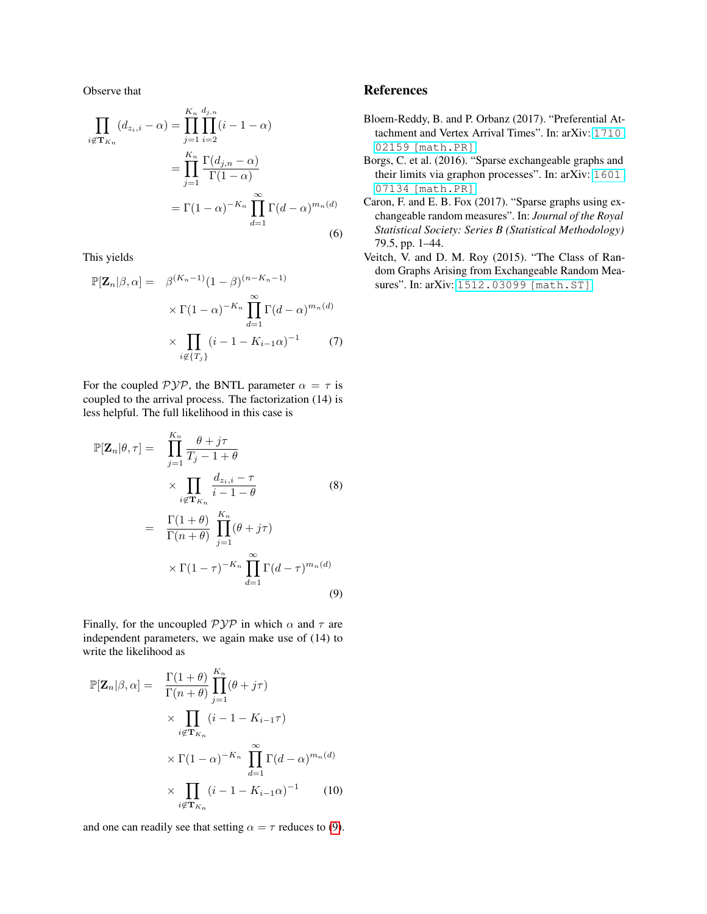Observe that

$$
\begin{aligned}
\prod_{i \notin \mathbf{T}_{K_n}} (d_{z_i,i} - \alpha) &= \prod_{j=1}^{K_n} \prod_{i=2}^{d_{j,n}} (i - 1 - \alpha) \\
&= \prod_{j=1}^{K_n} \frac{\Gamma(d_{j,n} - \alpha)}{\Gamma(1-\alpha)} \\
&= \Gamma(1-\alpha)^{-K_n} \prod_{d=1}^{\infty} \Gamma(d-\alpha)^{m_n(d)}
\end{aligned}
\tag{6}
$$

This yields

$$
\begin{aligned}
\mathbb{P}[\mathbf{Z}_n | \beta, \alpha] = \quad & \beta^{(K_n - 1)} (1-\beta)^{(n - K_n - 1)} \\
& \times \Gamma(1-\alpha)^{-K_n} \prod_{d=1}^{\infty} \Gamma(d-\alpha)^{m_n(d)} \\
& \times \prod_{i \notin \{T_j\}} (i - 1 - K_{i-1}\alpha)^{-1}
\end{aligned}
\tag{7}
$$

For the coupled $\mathcal{PYP}$, the BNTL parameter $\alpha = \tau$ is coupled to the arrival process. The factorization (14) is less helpful. The full likelihood in this case is

$$
\begin{aligned}
\mathbb{P}[\mathbf{Z}_n | \theta, \tau] = \quad & \prod_{j=1}^{K_n} \frac{\theta + j\tau}{T_j - 1 + \theta} \\
& \times \prod_{i \notin \mathbf{T}_{K_n}} \frac{d_{z_i,i} - \tau}{i - 1 - \theta}
\end{aligned}
\tag{8}
$$

$$
\begin{aligned}
= \quad & \frac{\Gamma(1+\theta)}{\Gamma(n+\theta)} \prod_{j=1}^{K_n} (\theta + j\tau) \\
& \times \Gamma(1-\tau)^{-K_n} \prod_{d=1}^{\infty} \Gamma(d-\tau)^{m_n(d)}
\end{aligned}
\tag{9}
$$

Finally, for the uncoupled $\mathcal{PYP}$ in which $\alpha$ and $\tau$ are independent parameters, we again make use of (14) to write the likelihood as

$$
\begin{aligned}
\mathbb{P}[\mathbf{Z}_n | \beta, \alpha] = \quad & \frac{\Gamma(1+\theta)}{\Gamma(n+\theta)} \prod_{j=1}^{K_n} (\theta + j\tau) \\
& \times \prod_{i \notin \mathbf{T}_{K_n}} (i - 1 - K_{i-1}\tau) \\
& \times \Gamma(1-\alpha)^{-K_n} \prod_{d=1}^{\infty} \Gamma(d-\alpha)^{m_n(d)} \\
& \times \prod_{i \notin \mathbf{T}_{K_n}} (i - 1 - K_{i-1}\alpha)^{-1}
\end{aligned}
\tag{10}
$$

and one can readily see that setting $\alpha = \tau$ reduces to (9).

## References

Bloem-Reddy, B. and P. Orbanz (2017). "Preferential Attachment and Vertex Arrival Times". In: arXiv: 1710.02159 [math.PR].

Borgs, C. et al. (2016). "Sparse exchangeable graphs and their limits via graphon processes". In: arXiv: 1601.07134 [math.PR].

Caron, F. and E. B. Fox (2017). "Sparse graphs using exchangeable random measures". In: *Journal of the Royal Statistical Society: Series B (Statistical Methodology)* 79.5, pp. 1–44.

Veitch, V. and D. M. Roy (2015). "The Class of Random Graphs Arising from Exchangeable Random Measures". In: arXiv: 1512.03099 [math.ST].